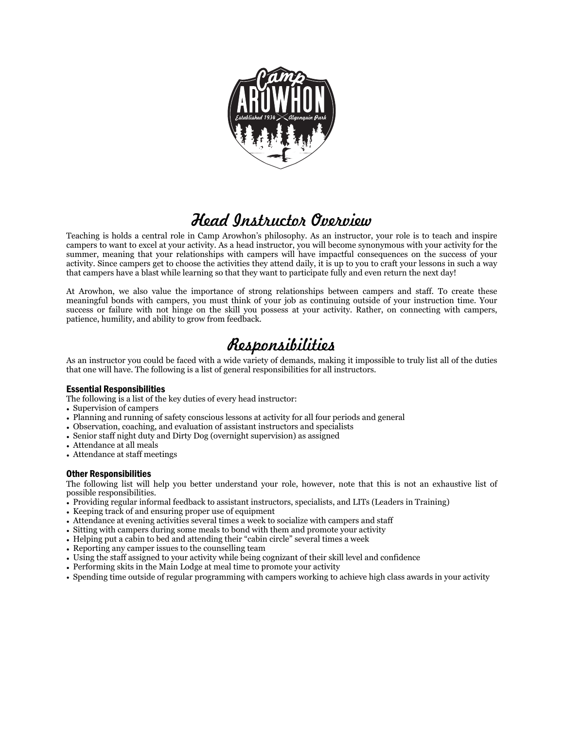# Head Instructor Overview

Teaching is holds a central role in Camp Arowhon's philosophy. As an instructor, your role is to teach and inspire campers to want to excel at your activity. As a head instructor, you will become synonymous with your activity for the summer, meaning that your relationships with campers will have impactful consequences on the success of your activity. Since campers get to choose the activities they attend daily, it is up to you to craft your lessons in such a way that campers have a blast while learning so that they want to participate fully and even return the next day!

At Arowhon, we also value the importance of strong relationships between campers and staff. To create these meaningful bonds with campers, you must think of your job as continuing outside of your instruction time. Your success or failure with not hinge on the skill you possess at your activity. Rather, on connecting with campers, patience, humility, and ability to grow from feedback.

# Responsibilities

As an instructor you could be faced with a wide variety of demands, making it impossible to truly list all of the duties that one will have. The following is a list of general responsibilities for all instructors.

### Essential Responsibilities

The following is a list of the key duties of every head instructor:

- Supervision of campers
- Planning and running of safety conscious lessons at activity for all four periods and general
- Observation, coaching, and evaluation of assistant instructors and specialists
- Senior staff night duty and Dirty Dog (overnight supervision) as assigned
- Attendance at all meals
- Attendance at staff meetings

### Other Responsibilities

The following list will help you better understand your role, however, note that this is not an exhaustive list of possible responsibilities.

- Providing regular informal feedback to assistant instructors, specialists, and LITs (Leaders in Training)
- Keeping track of and ensuring proper use of equipment
- Attendance at evening activities several times a week to socialize with campers and staff
- Sitting with campers during some meals to bond with them and promote your activity
- Helping put a cabin to bed and attending their "cabin circle" several times a week
- Reporting any camper issues to the counselling team
- Using the staff assigned to your activity while being cognizant of their skill level and confidence
- Performing skits in the Main Lodge at meal time to promote your activity
- Spending time outside of regular programming with campers working to achieve high class awards in your activity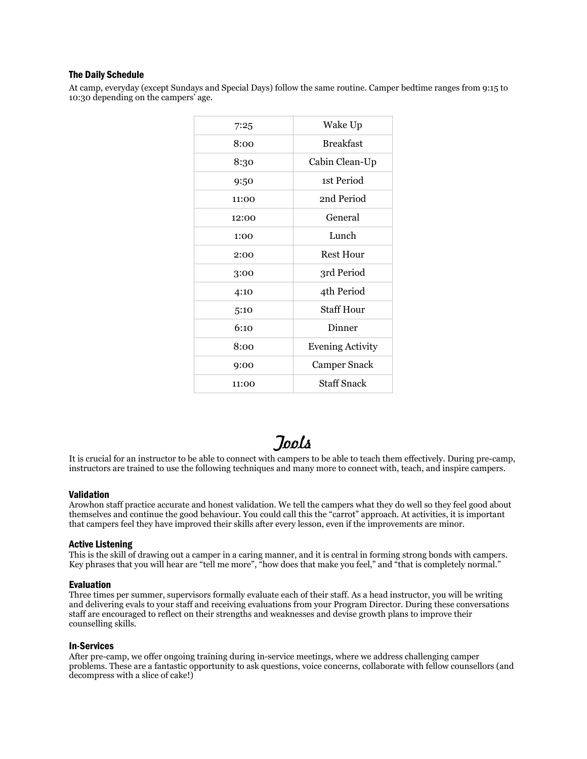### The Daily Schedule

At camp, everyday (except Sundays and Special Days) follow the same routine. Camper bedtime ranges from 9:15 to 10:30 depending on the campers' age.

| | |
|---|---|
| 7:25 | Wake Up |
| 8:00 | Breakfast |
| 8:30 | Cabin Clean-Up |
| 9:50 | 1st Period |
| 11:00 | 2nd Period |
| 12:00 | General |
| 1:00 | Lunch |
| 2:00 | Rest Hour |
| 3:00 | 3rd Period |
| 4:10 | 4th Period |
| 5:10 | Staff Hour |
| 6:10 | Dinner |
| 8:00 | Evening Activity |
| 9:00 | Camper Snack |
| 11:00 | Staff Snack |

## Tools

It is crucial for an instructor to be able to connect with campers to be able to teach them effectively. During pre-camp, instructors are trained to use the following techniques and many more to connect with, teach, and inspire campers.

### Validation

Arowhon staff practice accurate and honest validation. We tell the campers what they do well so they feel good about themselves and continue the good behaviour. You could call this the "carrot" approach. At activities, it is important that campers feel they have improved their skills after every lesson, even if the improvements are minor.

### Active Listening

This is the skill of drawing out a camper in a caring manner, and it is central in forming strong bonds with campers. Key phrases that you will hear are "tell me more", "how does that make you feel," and "that is completely normal."

### Evaluation

Three times per summer, supervisors formally evaluate each of their staff. As a head instructor, you will be writing and delivering evals to your staff and receiving evaluations from your Program Director. During these conversations staff are encouraged to reflect on their strengths and weaknesses and devise growth plans to improve their counselling skills.

### In-Services

After pre-camp, we offer ongoing training during in-service meetings, where we address challenging camper problems. These are a fantastic opportunity to ask questions, voice concerns, collaborate with fellow counsellors (and decompress with a slice of cake!)